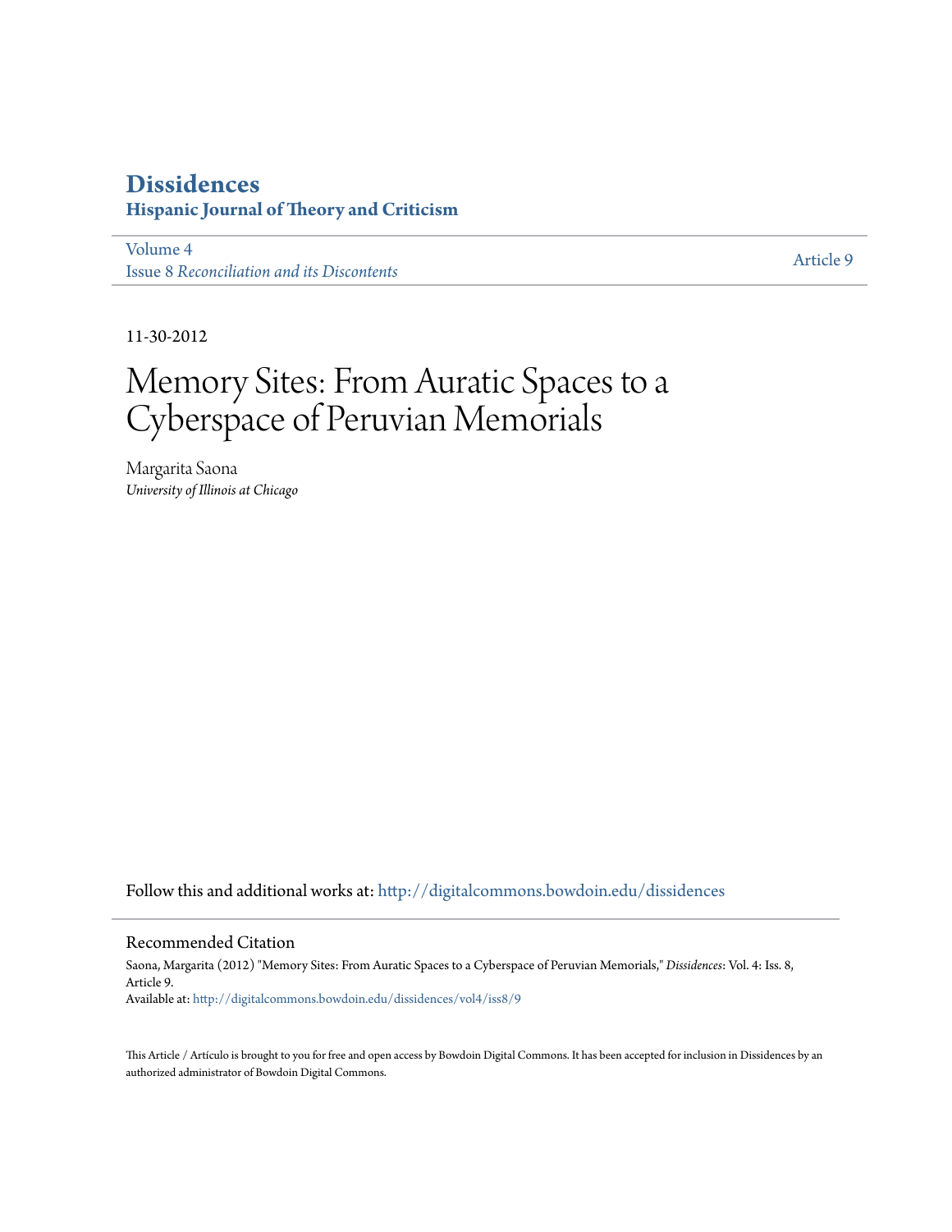# Dissidences

## Hispanic Journal of Theory and Criticism

Volume 4
Issue 8 *Reconciliation and its Discontents*

Article 9

11-30-2012

# Memory Sites: From Auratic Spaces to a Cyberspace of Peruvian Memorials

Margarita Saona
*University of Illinois at Chicago*

Follow this and additional works at: http://digitalcommons.bowdoin.edu/dissidences

## Recommended Citation

Saona, Margarita (2012) "Memory Sites: From Auratic Spaces to a Cyberspace of Peruvian Memorials," *Dissidences*: Vol. 4: Iss. 8, Article 9.
Available at: http://digitalcommons.bowdoin.edu/dissidences/vol4/iss8/9

This Article / Artículo is brought to you for free and open access by Bowdoin Digital Commons. It has been accepted for inclusion in Dissidences by an authorized administrator of Bowdoin Digital Commons.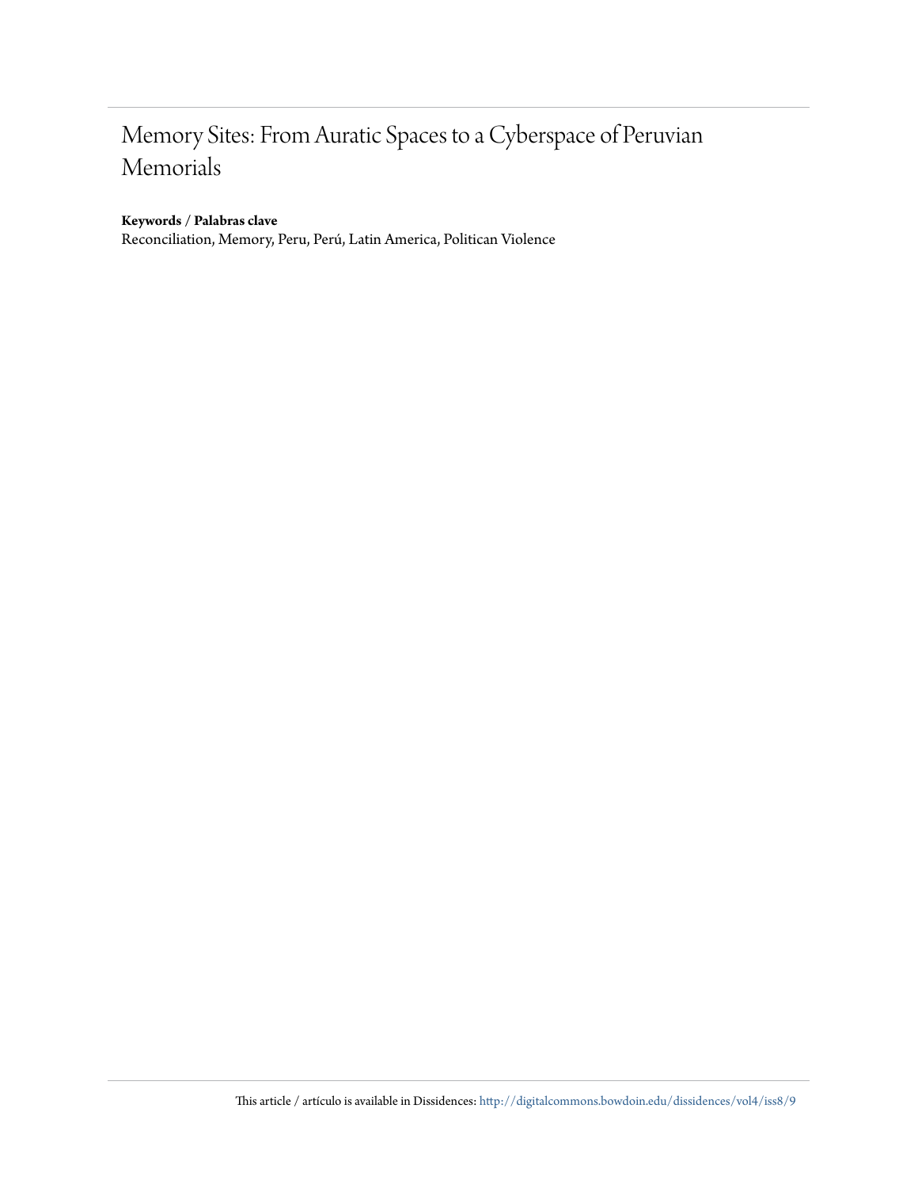# Memory Sites: From Auratic Spaces to a Cyberspace of Peruvian Memorials

**Keywords / Palabras clave**

Reconciliation, Memory, Peru, Perú, Latin America, Politican Violence

This article / artículo is available in Dissidences: http://digitalcommons.bowdoin.edu/dissidences/vol4/iss8/9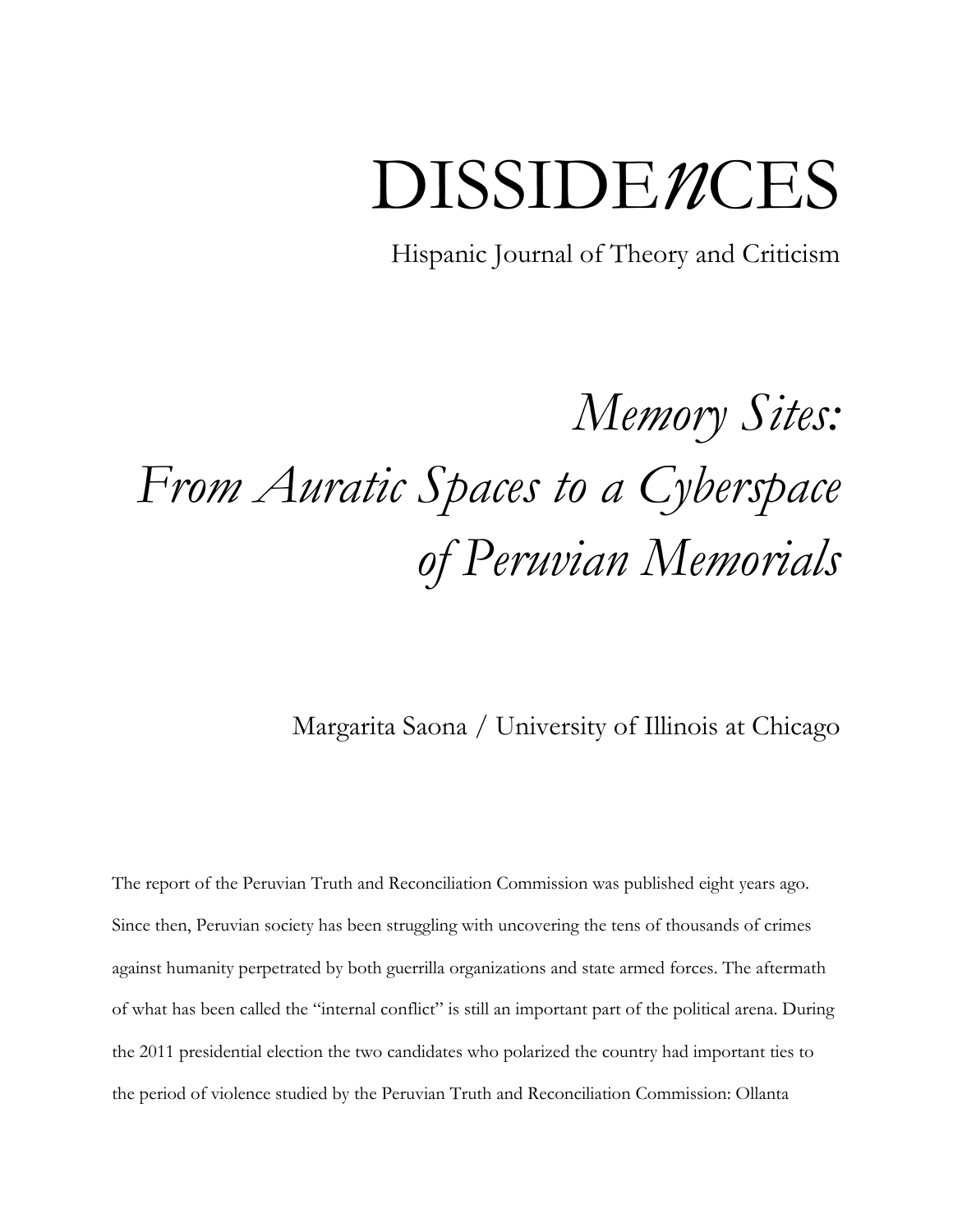# DISSIDE*n*CES

Hispanic Journal of Theory and Criticism

# *Memory Sites: From Auratic Spaces to a Cyberspace of Peruvian Memorials*

Margarita Saona / University of Illinois at Chicago

The report of the Peruvian Truth and Reconciliation Commission was published eight years ago. Since then, Peruvian society has been struggling with uncovering the tens of thousands of crimes against humanity perpetrated by both guerrilla organizations and state armed forces. The aftermath of what has been called the "internal conflict" is still an important part of the political arena. During the 2011 presidential election the two candidates who polarized the country had important ties to the period of violence studied by the Peruvian Truth and Reconciliation Commission: Ollanta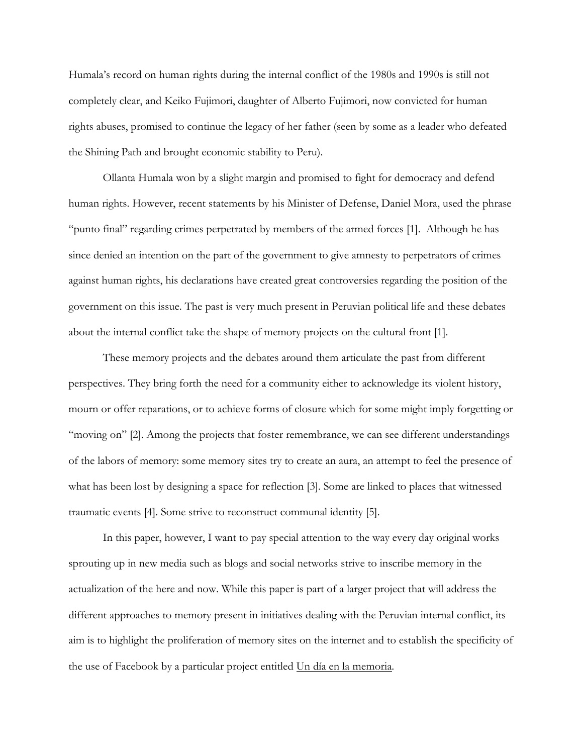Humala's record on human rights during the internal conflict of the 1980s and 1990s is still not completely clear, and Keiko Fujimori, daughter of Alberto Fujimori, now convicted for human rights abuses, promised to continue the legacy of her father (seen by some as a leader who defeated the Shining Path and brought economic stability to Peru).

Ollanta Humala won by a slight margin and promised to fight for democracy and defend human rights. However, recent statements by his Minister of Defense, Daniel Mora, used the phrase "punto final" regarding crimes perpetrated by members of the armed forces [1]. Although he has since denied an intention on the part of the government to give amnesty to perpetrators of crimes against human rights, his declarations have created great controversies regarding the position of the government on this issue. The past is very much present in Peruvian political life and these debates about the internal conflict take the shape of memory projects on the cultural front [1].

These memory projects and the debates around them articulate the past from different perspectives. They bring forth the need for a community either to acknowledge its violent history, mourn or offer reparations, or to achieve forms of closure which for some might imply forgetting or "moving on" [2]. Among the projects that foster remembrance, we can see different understandings of the labors of memory: some memory sites try to create an aura, an attempt to feel the presence of what has been lost by designing a space for reflection [3]. Some are linked to places that witnessed traumatic events [4]. Some strive to reconstruct communal identity [5].

In this paper, however, I want to pay special attention to the way every day original works sprouting up in new media such as blogs and social networks strive to inscribe memory in the actualization of the here and now. While this paper is part of a larger project that will address the different approaches to memory present in initiatives dealing with the Peruvian internal conflict, its aim is to highlight the proliferation of memory sites on the internet and to establish the specificity of the use of Facebook by a particular project entitled Un día en la memoria.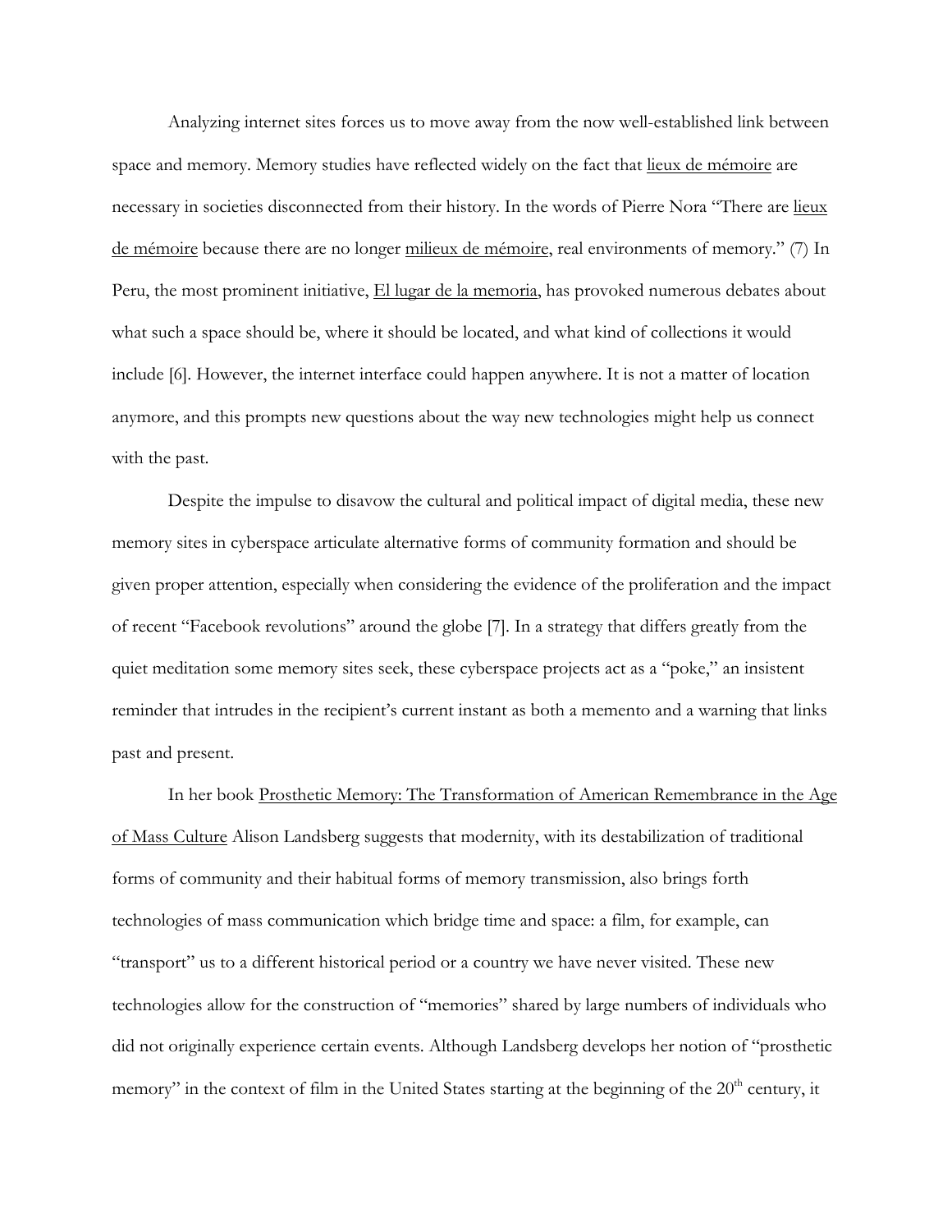Analyzing internet sites forces us to move away from the now well-established link between space and memory. Memory studies have reflected widely on the fact that lieux de mémoire are necessary in societies disconnected from their history. In the words of Pierre Nora "There are lieux de mémoire because there are no longer milieux de mémoire, real environments of memory." (7) In Peru, the most prominent initiative, El lugar de la memoria, has provoked numerous debates about what such a space should be, where it should be located, and what kind of collections it would include [6]. However, the internet interface could happen anywhere. It is not a matter of location anymore, and this prompts new questions about the way new technologies might help us connect with the past.

Despite the impulse to disavow the cultural and political impact of digital media, these new memory sites in cyberspace articulate alternative forms of community formation and should be given proper attention, especially when considering the evidence of the proliferation and the impact of recent "Facebook revolutions" around the globe [7]. In a strategy that differs greatly from the quiet meditation some memory sites seek, these cyberspace projects act as a "poke," an insistent reminder that intrudes in the recipient's current instant as both a memento and a warning that links past and present.

In her book Prosthetic Memory: The Transformation of American Remembrance in the Age of Mass Culture Alison Landsberg suggests that modernity, with its destabilization of traditional forms of community and their habitual forms of memory transmission, also brings forth technologies of mass communication which bridge time and space: a film, for example, can "transport" us to a different historical period or a country we have never visited. These new technologies allow for the construction of "memories" shared by large numbers of individuals who did not originally experience certain events. Although Landsberg develops her notion of "prosthetic memory" in the context of film in the United States starting at the beginning of the 20th century, it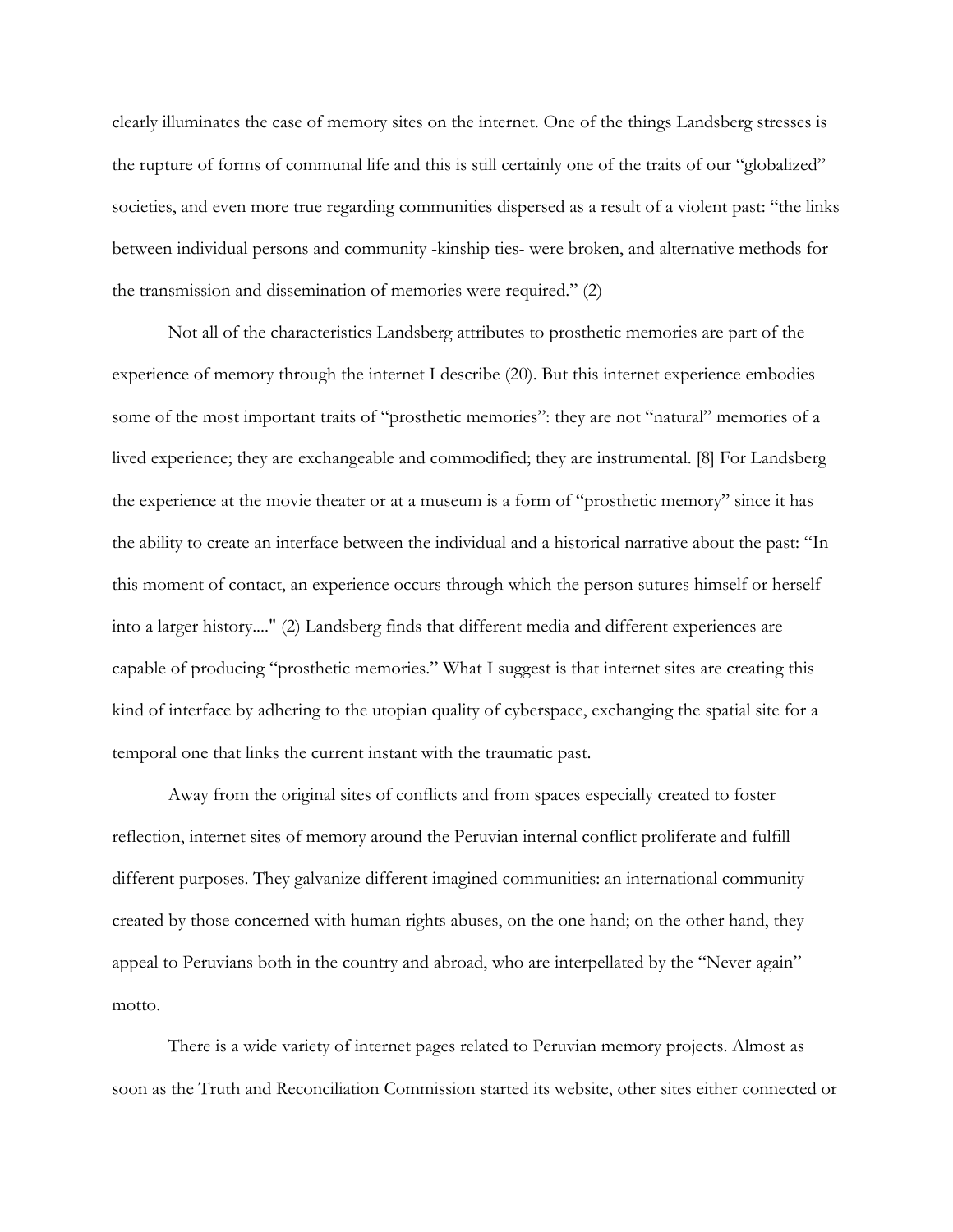clearly illuminates the case of memory sites on the internet. One of the things Landsberg stresses is the rupture of forms of communal life and this is still certainly one of the traits of our "globalized" societies, and even more true regarding communities dispersed as a result of a violent past: "the links between individual persons and community -kinship ties- were broken, and alternative methods for the transmission and dissemination of memories were required." (2)

Not all of the characteristics Landsberg attributes to prosthetic memories are part of the experience of memory through the internet I describe (20). But this internet experience embodies some of the most important traits of "prosthetic memories": they are not "natural" memories of a lived experience; they are exchangeable and commodified; they are instrumental. [8] For Landsberg the experience at the movie theater or at a museum is a form of "prosthetic memory" since it has the ability to create an interface between the individual and a historical narrative about the past: "In this moment of contact, an experience occurs through which the person sutures himself or herself into a larger history...." (2) Landsberg finds that different media and different experiences are capable of producing "prosthetic memories." What I suggest is that internet sites are creating this kind of interface by adhering to the utopian quality of cyberspace, exchanging the spatial site for a temporal one that links the current instant with the traumatic past.

Away from the original sites of conflicts and from spaces especially created to foster reflection, internet sites of memory around the Peruvian internal conflict proliferate and fulfill different purposes. They galvanize different imagined communities: an international community created by those concerned with human rights abuses, on the one hand; on the other hand, they appeal to Peruvians both in the country and abroad, who are interpellated by the "Never again" motto.

There is a wide variety of internet pages related to Peruvian memory projects. Almost as soon as the Truth and Reconciliation Commission started its website, other sites either connected or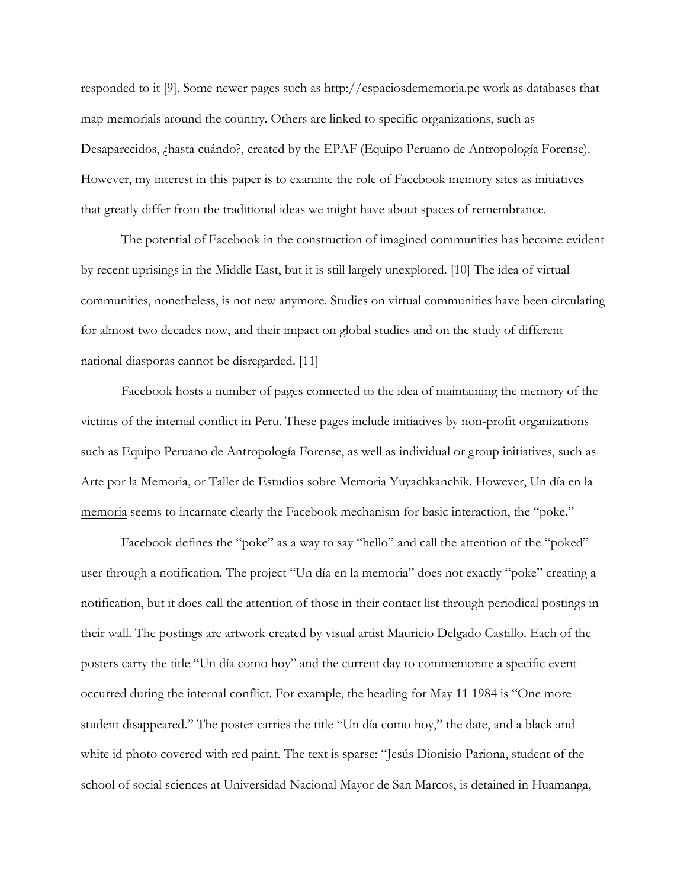responded to it [9]. Some newer pages such as http://espaciosdememoria.pe work as databases that map memorials around the country. Others are linked to specific organizations, such as Desaparecidos, ¿hasta cuándo?, created by the EPAF (Equipo Peruano de Antropología Forense). However, my interest in this paper is to examine the role of Facebook memory sites as initiatives that greatly differ from the traditional ideas we might have about spaces of remembrance.

The potential of Facebook in the construction of imagined communities has become evident by recent uprisings in the Middle East, but it is still largely unexplored. [10] The idea of virtual communities, nonetheless, is not new anymore. Studies on virtual communities have been circulating for almost two decades now, and their impact on global studies and on the study of different national diasporas cannot be disregarded. [11]

Facebook hosts a number of pages connected to the idea of maintaining the memory of the victims of the internal conflict in Peru. These pages include initiatives by non-profit organizations such as Equipo Peruano de Antropología Forense, as well as individual or group initiatives, such as Arte por la Memoria, or Taller de Estudios sobre Memoria Yuyachkanchik. However, Un día en la memoria seems to incarnate clearly the Facebook mechanism for basic interaction, the "poke."

Facebook defines the "poke" as a way to say "hello" and call the attention of the "poked" user through a notification. The project "Un día en la memoria" does not exactly "poke" creating a notification, but it does call the attention of those in their contact list through periodical postings in their wall. The postings are artwork created by visual artist Mauricio Delgado Castillo. Each of the posters carry the title "Un día como hoy" and the current day to commemorate a specific event occurred during the internal conflict. For example, the heading for May 11 1984 is "One more student disappeared." The poster carries the title "Un día como hoy," the date, and a black and white id photo covered with red paint. The text is sparse: "Jesús Dionisio Pariona, student of the school of social sciences at Universidad Nacional Mayor de San Marcos, is detained in Huamanga,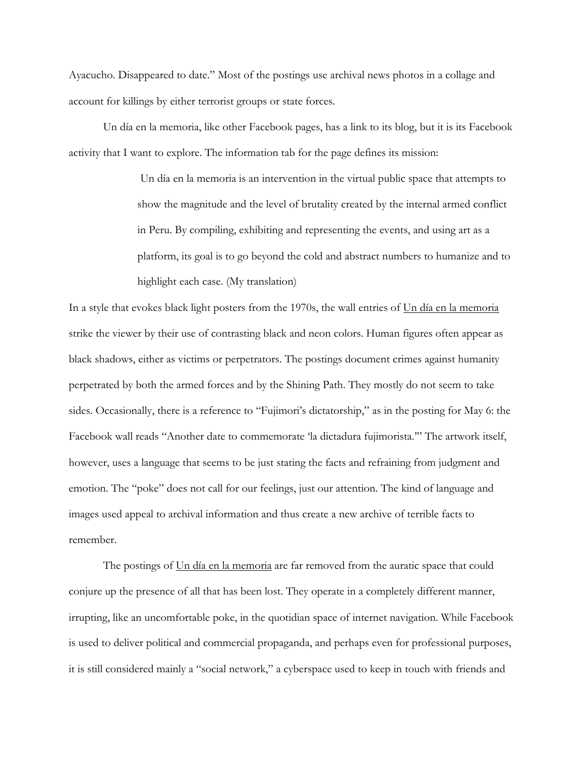Ayacucho. Disappeared to date." Most of the postings use archival news photos in a collage and account for killings by either terrorist groups or state forces.

Un día en la memoria, like other Facebook pages, has a link to its blog, but it is its Facebook activity that I want to explore. The information tab for the page defines its mission:

> Un día en la memoria is an intervention in the virtual public space that attempts to show the magnitude and the level of brutality created by the internal armed conflict in Peru. By compiling, exhibiting and representing the events, and using art as a platform, its goal is to go beyond the cold and abstract numbers to humanize and to highlight each case. (My translation)

In a style that evokes black light posters from the 1970s, the wall entries of <u>Un día en la memoria</u> strike the viewer by their use of contrasting black and neon colors. Human figures often appear as black shadows, either as victims or perpetrators. The postings document crimes against humanity perpetrated by both the armed forces and by the Shining Path. They mostly do not seem to take sides. Occasionally, there is a reference to "Fujimori's dictatorship," as in the posting for May 6: the Facebook wall reads "Another date to commemorate 'la dictadura fujimorista.'" The artwork itself, however, uses a language that seems to be just stating the facts and refraining from judgment and emotion. The "poke" does not call for our feelings, just our attention. The kind of language and images used appeal to archival information and thus create a new archive of terrible facts to remember.

The postings of <u>Un día en la memoria</u> are far removed from the auratic space that could conjure up the presence of all that has been lost. They operate in a completely different manner, irrupting, like an uncomfortable poke, in the quotidian space of internet navigation. While Facebook is used to deliver political and commercial propaganda, and perhaps even for professional purposes, it is still considered mainly a "social network," a cyberspace used to keep in touch with friends and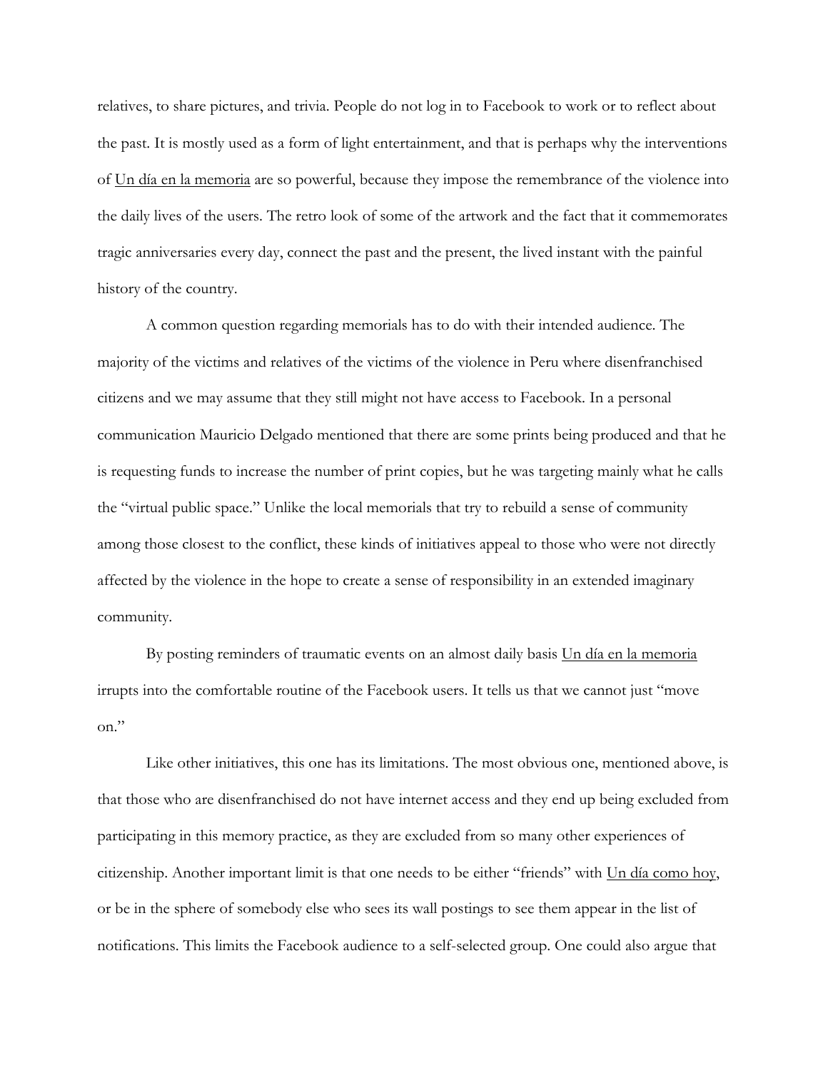relatives, to share pictures, and trivia. People do not log in to Facebook to work or to reflect about the past. It is mostly used as a form of light entertainment, and that is perhaps why the interventions of Un día en la memoria are so powerful, because they impose the remembrance of the violence into the daily lives of the users. The retro look of some of the artwork and the fact that it commemorates tragic anniversaries every day, connect the past and the present, the lived instant with the painful history of the country.

A common question regarding memorials has to do with their intended audience. The majority of the victims and relatives of the victims of the violence in Peru where disenfranchised citizens and we may assume that they still might not have access to Facebook. In a personal communication Mauricio Delgado mentioned that there are some prints being produced and that he is requesting funds to increase the number of print copies, but he was targeting mainly what he calls the "virtual public space." Unlike the local memorials that try to rebuild a sense of community among those closest to the conflict, these kinds of initiatives appeal to those who were not directly affected by the violence in the hope to create a sense of responsibility in an extended imaginary community.

By posting reminders of traumatic events on an almost daily basis Un día en la memoria irrupts into the comfortable routine of the Facebook users. It tells us that we cannot just "move on."

Like other initiatives, this one has its limitations. The most obvious one, mentioned above, is that those who are disenfranchised do not have internet access and they end up being excluded from participating in this memory practice, as they are excluded from so many other experiences of citizenship. Another important limit is that one needs to be either "friends" with Un día como hoy, or be in the sphere of somebody else who sees its wall postings to see them appear in the list of notifications. This limits the Facebook audience to a self-selected group. One could also argue that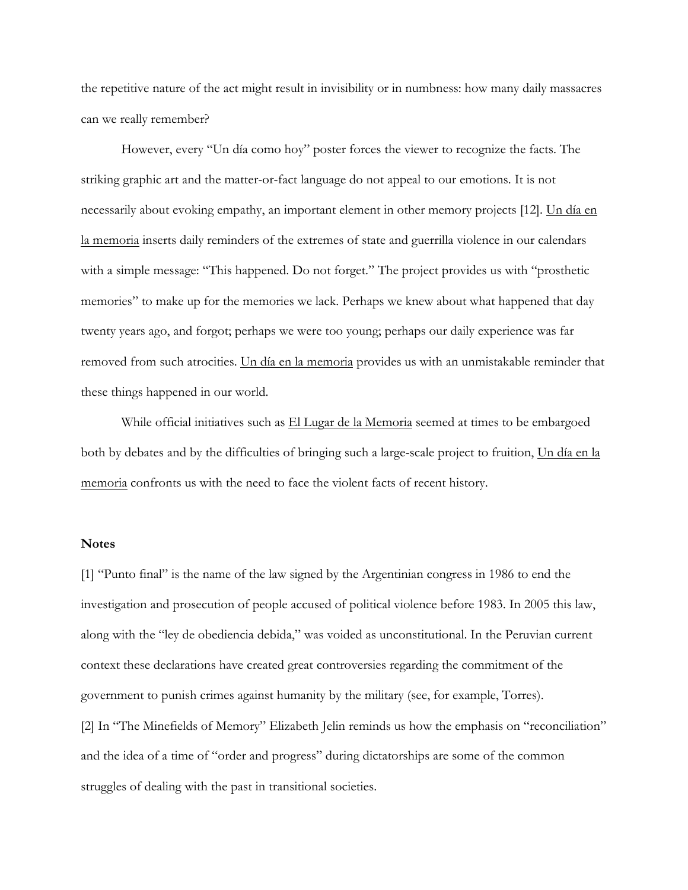the repetitive nature of the act might result in invisibility or in numbness: how many daily massacres can we really remember?

However, every "Un día como hoy" poster forces the viewer to recognize the facts. The striking graphic art and the matter-or-fact language do not appeal to our emotions. It is not necessarily about evoking empathy, an important element in other memory projects [12]. Un día en la memoria inserts daily reminders of the extremes of state and guerrilla violence in our calendars with a simple message: "This happened. Do not forget." The project provides us with "prosthetic memories" to make up for the memories we lack. Perhaps we knew about what happened that day twenty years ago, and forgot; perhaps we were too young; perhaps our daily experience was far removed from such atrocities. Un día en la memoria provides us with an unmistakable reminder that these things happened in our world.

While official initiatives such as El Lugar de la Memoria seemed at times to be embargoed both by debates and by the difficulties of bringing such a large-scale project to fruition, Un día en la memoria confronts us with the need to face the violent facts of recent history.

**Notes**

[1] "Punto final" is the name of the law signed by the Argentinian congress in 1986 to end the investigation and prosecution of people accused of political violence before 1983. In 2005 this law, along with the "ley de obediencia debida," was voided as unconstitutional. In the Peruvian current context these declarations have created great controversies regarding the commitment of the government to punish crimes against humanity by the military (see, for example, Torres).

[2] In "The Minefields of Memory" Elizabeth Jelin reminds us how the emphasis on "reconciliation" and the idea of a time of "order and progress" during dictatorships are some of the common struggles of dealing with the past in transitional societies.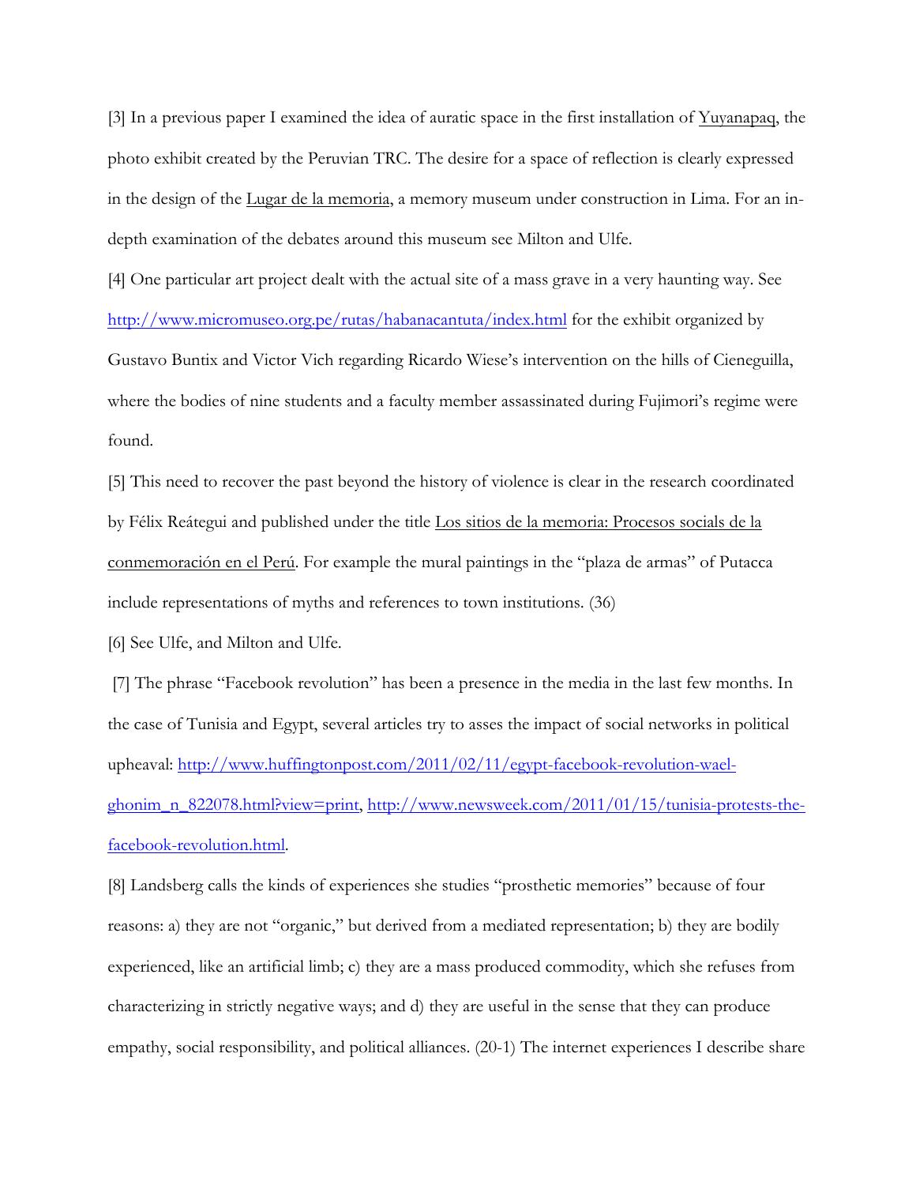[3] In a previous paper I examined the idea of auratic space in the first installation of Yuyanapaq, the photo exhibit created by the Peruvian TRC. The desire for a space of reflection is clearly expressed in the design of the Lugar de la memoria, a memory museum under construction in Lima. For an in-depth examination of the debates around this museum see Milton and Ulfe.

[4] One particular art project dealt with the actual site of a mass grave in a very haunting way. See http://www.micromuseo.org.pe/rutas/habanacantuta/index.html for the exhibit organized by Gustavo Buntix and Victor Vich regarding Ricardo Wiese's intervention on the hills of Cieneguilla, where the bodies of nine students and a faculty member assassinated during Fujimori's regime were found.

[5] This need to recover the past beyond the history of violence is clear in the research coordinated by Félix Reátegui and published under the title Los sitios de la memoria: Procesos socials de la conmemoración en el Perú. For example the mural paintings in the "plaza de armas" of Putacca include representations of myths and references to town institutions. (36)

[6] See Ulfe, and Milton and Ulfe.

[7] The phrase "Facebook revolution" has been a presence in the media in the last few months. In the case of Tunisia and Egypt, several articles try to asses the impact of social networks in political upheaval: http://www.huffingtonpost.com/2011/02/11/egypt-facebook-revolution-wael-ghonim_n_822078.html?view=print, http://www.newsweek.com/2011/01/15/tunisia-protests-the-facebook-revolution.html.

[8] Landsberg calls the kinds of experiences she studies "prosthetic memories" because of four reasons: a) they are not "organic," but derived from a mediated representation; b) they are bodily experienced, like an artificial limb; c) they are a mass produced commodity, which she refuses from characterizing in strictly negative ways; and d) they are useful in the sense that they can produce empathy, social responsibility, and political alliances. (20-1) The internet experiences I describe share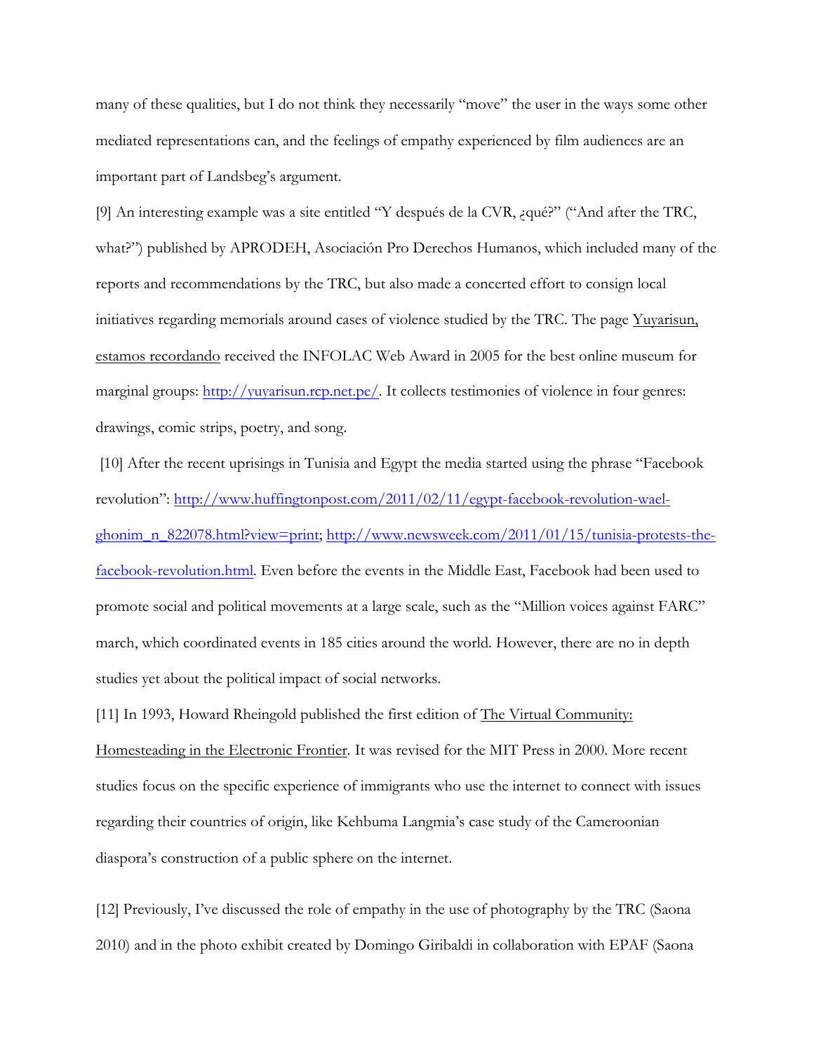many of these qualities, but I do not think they necessarily "move" the user in the ways some other mediated representations can, and the feelings of empathy experienced by film audiences are an important part of Landsbeg's argument.

[9] An interesting example was a site entitled "Y después de la CVR, ¿qué?" ("And after the TRC, what?") published by APRODEH, Asociación Pro Derechos Humanos, which included many of the reports and recommendations by the TRC, but also made a concerted effort to consign local initiatives regarding memorials around cases of violence studied by the TRC. The page Yuyarisun, estamos recordando received the INFOLAC Web Award in 2005 for the best online museum for marginal groups: http://yuyarisun.rcp.net.pe/. It collects testimonies of violence in four genres: drawings, comic strips, poetry, and song.

[10] After the recent uprisings in Tunisia and Egypt the media started using the phrase "Facebook revolution": http://www.huffingtonpost.com/2011/02/11/egypt-facebook-revolution-wael-ghonim_n_822078.html?view=print; http://www.newsweek.com/2011/01/15/tunisia-protests-the-facebook-revolution.html. Even before the events in the Middle East, Facebook had been used to promote social and political movements at a large scale, such as the "Million voices against FARC" march, which coordinated events in 185 cities around the world. However, there are no in depth studies yet about the political impact of social networks.

[11] In 1993, Howard Rheingold published the first edition of The Virtual Community: Homesteading in the Electronic Frontier. It was revised for the MIT Press in 2000. More recent studies focus on the specific experience of immigrants who use the internet to connect with issues regarding their countries of origin, like Kehbuma Langmia's case study of the Cameroonian diaspora's construction of a public sphere on the internet.

[12] Previously, I've discussed the role of empathy in the use of photography by the TRC (Saona 2010) and in the photo exhibit created by Domingo Giribaldi in collaboration with EPAF (Saona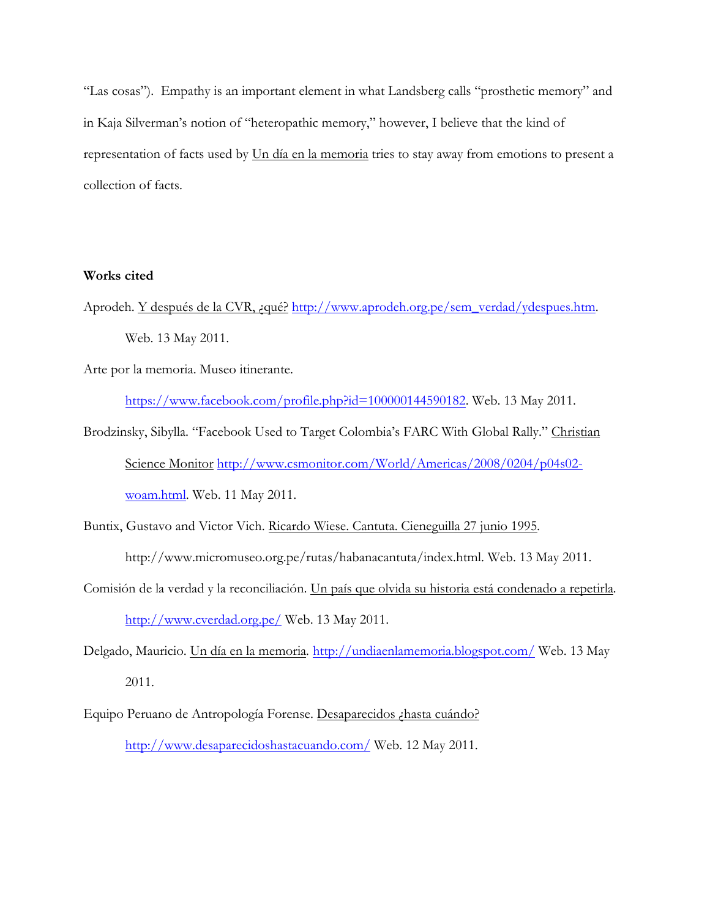"Las cosas"). Empathy is an important element in what Landsberg calls "prosthetic memory" and in Kaja Silverman's notion of "heteropathic memory," however, I believe that the kind of representation of facts used by Un día en la memoria tries to stay away from emotions to present a collection of facts.

**Works cited**

Aprodeh. Y después de la CVR, ¿qué? http://www.aprodeh.org.pe/sem_verdad/ydespues.htm. Web. 13 May 2011.

Arte por la memoria. Museo itinerante. https://www.facebook.com/profile.php?id=100000144590182. Web. 13 May 2011.

Brodzinsky, Sibylla. "Facebook Used to Target Colombia's FARC With Global Rally." Christian Science Monitor http://www.csmonitor.com/World/Americas/2008/0204/p04s02-woam.html. Web. 11 May 2011.

Buntix, Gustavo and Victor Vich. Ricardo Wiese. Cantuta. Cieneguilla 27 junio 1995. http://www.micromuseo.org.pe/rutas/habanacantuta/index.html. Web. 13 May 2011.

Comisión de la verdad y la reconciliación. Un país que olvida su historia está condenado a repetirla. http://www.cverdad.org.pe/ Web. 13 May 2011.

Delgado, Mauricio. Un día en la memoria. http://undiaenlamemoria.blogspot.com/ Web. 13 May 2011.

Equipo Peruano de Antropología Forense. Desaparecidos ¿hasta cuándo? http://www.desaparecidoshastacuando.com/ Web. 12 May 2011.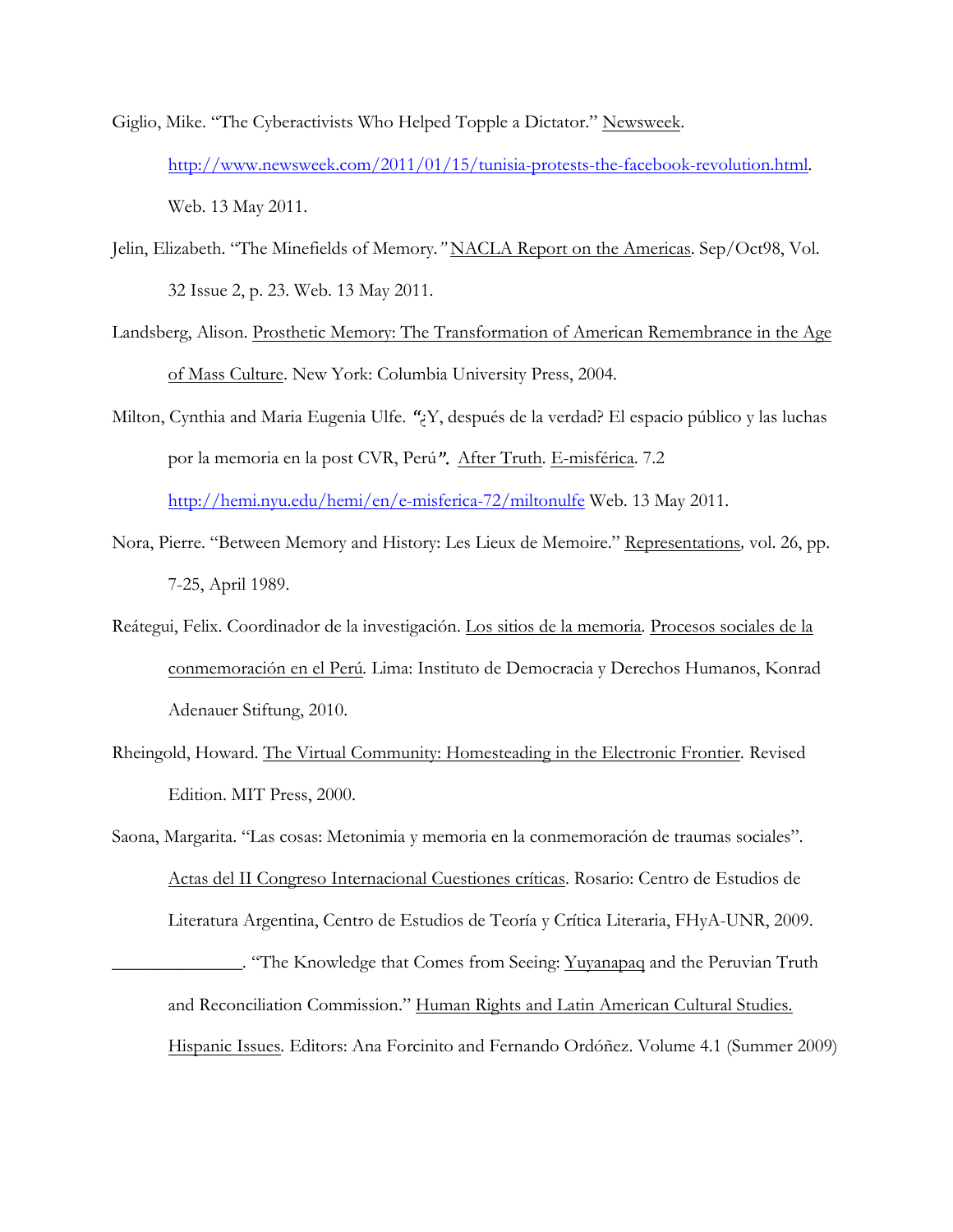Giglio, Mike. "The Cyberactivists Who Helped Topple a Dictator." Newsweek. http://www.newsweek.com/2011/01/15/tunisia-protests-the-facebook-revolution.html. Web. 13 May 2011.

Jelin, Elizabeth. "The Minefields of Memory." NACLA Report on the Americas. Sep/Oct98, Vol. 32 Issue 2, p. 23. Web. 13 May 2011.

Landsberg, Alison. Prosthetic Memory: The Transformation of American Remembrance in the Age of Mass Culture. New York: Columbia University Press, 2004.

Milton, Cynthia and Maria Eugenia Ulfe. *"*¿Y, después de la verdad? El espacio público y las luchas por la memoria en la post CVR, Perú*".* After Truth. E-misférica. 7.2 http://hemi.nyu.edu/hemi/en/e-misferica-72/miltonulfe Web. 13 May 2011.

Nora, Pierre. "Between Memory and History: Les Lieux de Memoire." Representations, vol. 26, pp. 7-25, April 1989.

Reátegui, Felix. Coordinador de la investigación. Los sitios de la memoria. Procesos sociales de la conmemoración en el Perú. Lima: Instituto de Democracia y Derechos Humanos, Konrad Adenauer Stiftung, 2010.

Rheingold, Howard. The Virtual Community: Homesteading in the Electronic Frontier. Revised Edition. MIT Press, 2000.

Saona, Margarita. "Las cosas: Metonimia y memoria en la conmemoración de traumas sociales". Actas del II Congreso Internacional Cuestiones críticas. Rosario: Centro de Estudios de Literatura Argentina, Centro de Estudios de Teoría y Crítica Literaria, FHyA-UNR, 2009.

______________. "The Knowledge that Comes from Seeing: Yuyanapaq and the Peruvian Truth and Reconciliation Commission." Human Rights and Latin American Cultural Studies. Hispanic Issues. Editors: Ana Forcinito and Fernando Ordóñez. Volume 4.1 (Summer 2009)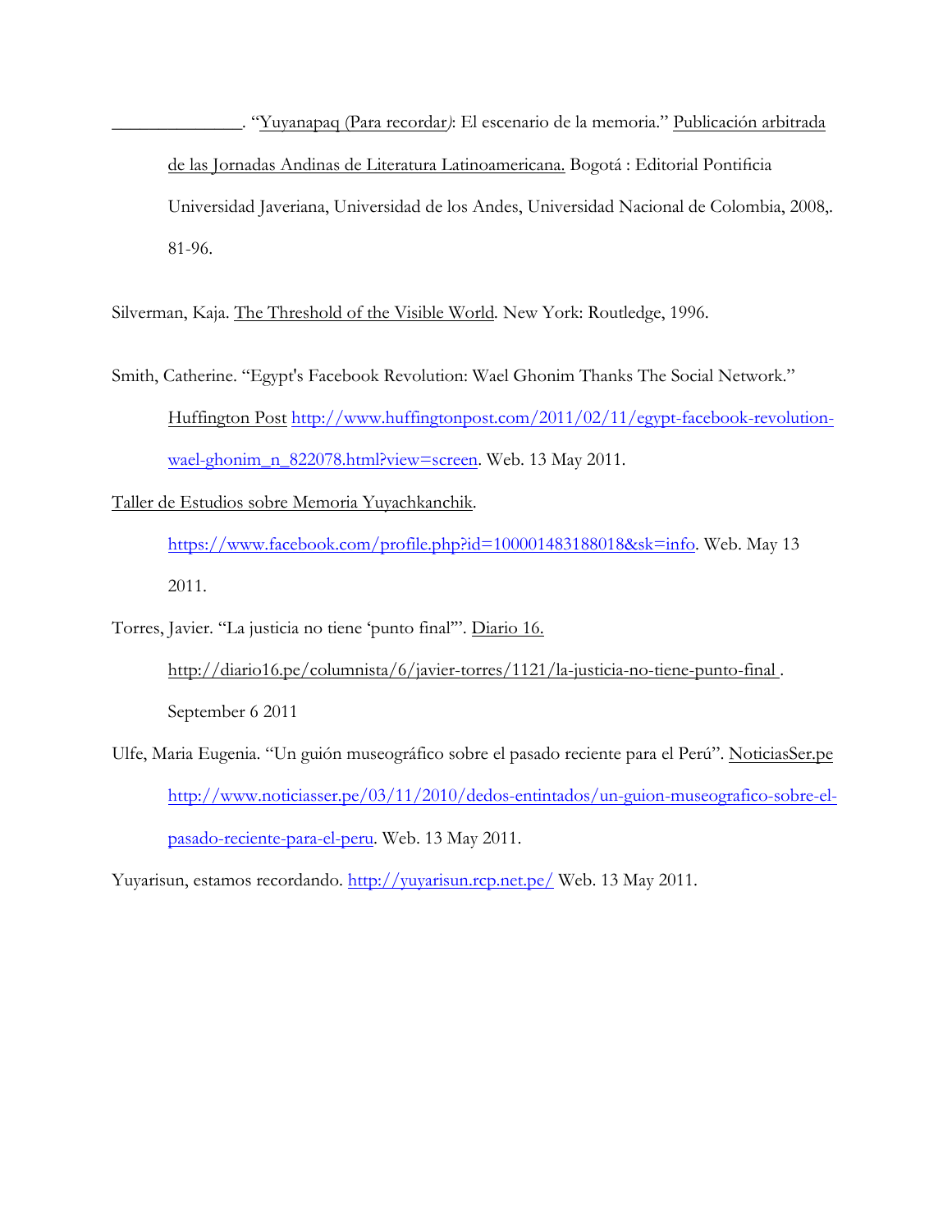______________. "Yuyanapaq (Para recordar): El escenario de la memoria." Publicación arbitrada de las Jornadas Andinas de Literatura Latinoamericana. Bogotá : Editorial Pontificia Universidad Javeriana, Universidad de los Andes, Universidad Nacional de Colombia, 2008,. 81-96.

Silverman, Kaja. The Threshold of the Visible World. New York: Routledge, 1996.

Smith, Catherine. "Egypt's Facebook Revolution: Wael Ghonim Thanks The Social Network." Huffington Post http://www.huffingtonpost.com/2011/02/11/egypt-facebook-revolution-wael-ghonim_n_822078.html?view=screen. Web. 13 May 2011.

Taller de Estudios sobre Memoria Yuyachkanchik. https://www.facebook.com/profile.php?id=100001483188018&sk=info. Web. May 13 2011.

Torres, Javier. "La justicia no tiene 'punto final'". Diario 16. http://diario16.pe/columnista/6/javier-torres/1121/la-justicia-no-tiene-punto-final . September 6 2011

Ulfe, Maria Eugenia. "Un guión museográfico sobre el pasado reciente para el Perú". NoticiasSer.pe http://www.noticiasser.pe/03/11/2010/dedos-entintados/un-guion-museografico-sobre-el-pasado-reciente-para-el-peru. Web. 13 May 2011.

Yuyarisun, estamos recordando. http://yuyarisun.rcp.net.pe/ Web. 13 May 2011.